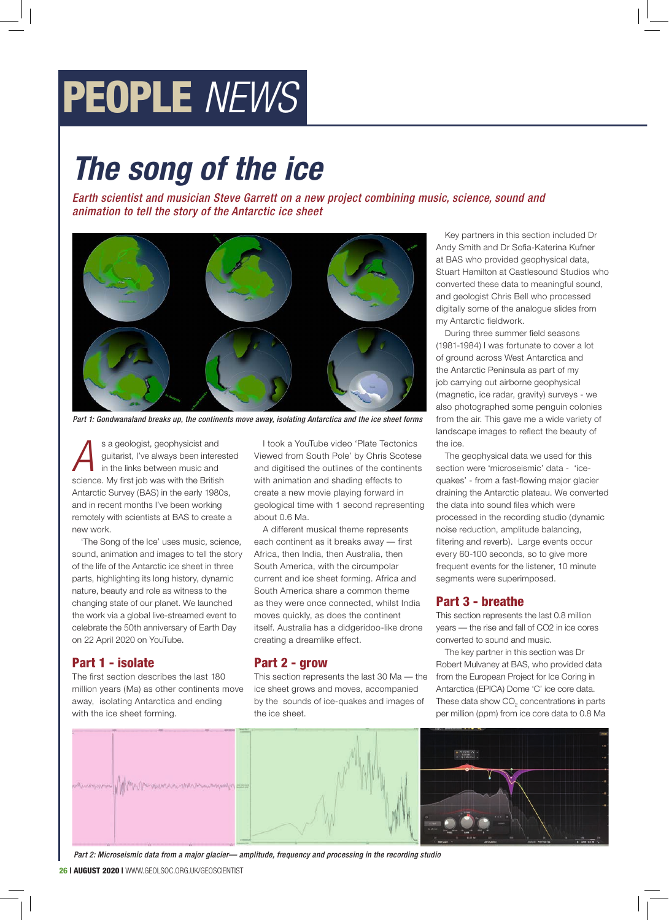# PEOPLE NEWS

## The song of the ice

*Earth scientist and musician Steve Garrett on a new project combining music, science, sound and animation to tell the story of the Antarctic ice sheet*

*Part 1: Gondwanaland breaks up, the continents move away, isolating Antarctica and the ice sheet forms*

As a geologist, geophysicist and guitarist, I've always been interested in the links between music and science. My first job was with the British Antarctic Survey (BAS) in the early 1980s, and in recent months I've been working remotely with scientists at BAS to create a new work.

'The Song of the Ice' uses music, science, sound, animation and images to tell the story of the life of the Antarctic ice sheet in three parts, highlighting its long history, dynamic nature, beauty and role as witness to the changing state of our planet. We launched the work via a global live-streamed event to celebrate the 50th anniversary of Earth Day on 22 April 2020 on YouTube.

### Part 1 - isolate

The first section describes the last 180 million years (Ma) as other continents move away, isolating Antarctica and ending with the ice sheet forming.

I took a YouTube video 'Plate Tectonics Viewed from South Pole' by Chris Scotese and digitised the outlines of the continents with animation and shading effects to create a new movie playing forward in geological time with 1 second representing about 0.6 Ma.

A different musical theme represents each continent as it breaks away — first Africa, then India, then Australia, then South America, with the circumpolar current and ice sheet forming. Africa and South America share a common theme as they were once connected, whilst India moves quickly, as does the continent itself. Australia has a didgeridoo-like drone creating a dreamlike effect.

### Part 2 - grow

This section represents the last 30 Ma — the ice sheet grows and moves, accompanied by the sounds of ice-quakes and images of the ice sheet.

Key partners in this section included Dr Andy Smith and Dr Sofia-Katerina Kufner at BAS who provided geophysical data, Stuart Hamilton at Castlesound Studios who converted these data to meaningful sound, and geologist Chris Bell who processed digitally some of the analogue slides from my Antarctic fieldwork.

During three summer field seasons (1981-1984) I was fortunate to cover a lot of ground across West Antarctica and the Antarctic Peninsula as part of my job carrying out airborne geophysical (magnetic, ice radar, gravity) surveys - we also photographed some penguin colonies from the air. This gave me a wide variety of landscape images to reflect the beauty of the ice.

The geophysical data we used for this section were 'microseismic' data - 'ice-quakes' - from a fast-flowing major glacier draining the Antarctic plateau. We converted the data into sound files which were processed in the recording studio (dynamic noise reduction, amplitude balancing, filtering and reverb). Large events occur every 60-100 seconds, so to give more frequent events for the listener, 10 minute segments were superimposed.

### Part 3 - breathe

This section represents the last 0.8 million years — the rise and fall of CO2 in ice cores converted to sound and music.

The key partner in this section was Dr Robert Mulvaney at BAS, who provided data from the European Project for Ice Coring in Antarctica (EPICA) Dome 'C' ice core data. These data show $CO_2$ concentrations in parts per million (ppm) from ice core data to 0.8 Ma

*Part 2: Microseismic data from a major glacier— amplitude, frequency and processing in the recording studio*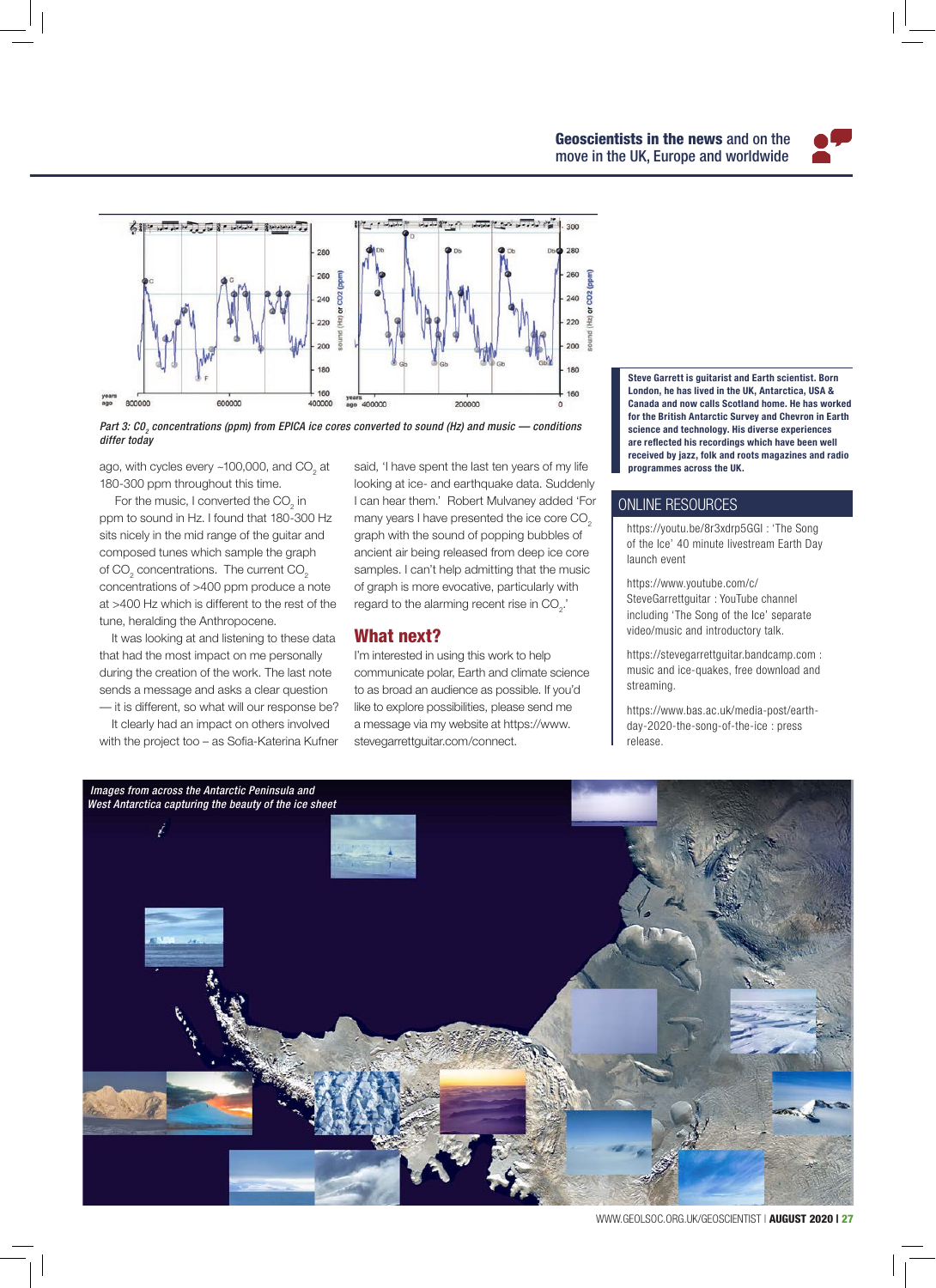years ago 800000 600000 400000

280
260
240
220
200
180
160

sound (Hz) or CO2 (ppm)

years ago 400000 200000 0

300
280
260
240
220
200
180
160

sound (Hz) or CO2 (ppm)

*Part 3: $CO_2$ concentrations (ppm) from EPICA ice cores converted to sound (Hz) and music — conditions differ today*

ago, with cycles every ~100,000, and $CO_2$ at 180-300 ppm throughout this time.

For the music, I converted the $CO_2$ in ppm to sound in Hz. I found that 180-300 Hz sits nicely in the mid range of the guitar and composed tunes which sample the graph of $CO_2$ concentrations. The current $CO_2$ concentrations of >400 ppm produce a note at >400 Hz which is different to the rest of the tune, heralding the Anthropocene.

It was looking at and listening to these data that had the most impact on me personally during the creation of the work. The last note sends a message and asks a clear question — it is different, so what will our response be?

It clearly had an impact on others involved with the project too – as Sofia-Katerina Kufner said, 'I have spent the last ten years of my life looking at ice- and earthquake data. Suddenly I can hear them.' Robert Mulvaney added 'For many years I have presented the ice core $CO_2$ graph with the sound of popping bubbles of ancient air being released from deep ice core samples. I can't help admitting that the music of graph is more evocative, particularly with regard to the alarming recent rise in $CO_2$.'

## What next?

I'm interested in using this work to help communicate polar, Earth and climate science to as broad an audience as possible. If you'd like to explore possibilities, please send me a message via my website at https://www.stevegarrettguitar.com/connect.

**Steve Garrett is guitarist and Earth scientist. Born London, he has lived in the UK, Antarctica, USA & Canada and now calls Scotland home. He has worked for the British Antarctic Survey and Chevron in Earth science and technology. His diverse experiences are reflected his recordings which have been well received by jazz, folk and roots magazines and radio programmes across the UK.**

## ONLINE RESOURCES

https://youtu.be/8r3xdrp5GGI : 'The Song of the Ice' 40 minute livestream Earth Day launch event

https://www.youtube.com/c/SteveGarrettguitar : YouTube channel including 'The Song of the Ice' separate video/music and introductory talk.

https://stevegarrettguitar.bandcamp.com : music and ice-quakes, free download and streaming.

https://www.bas.ac.uk/media-post/earth-day-2020-the-song-of-the-ice : press release.

*Images from across the Antarctic Peninsula and West Antarctica capturing the beauty of the ice sheet*